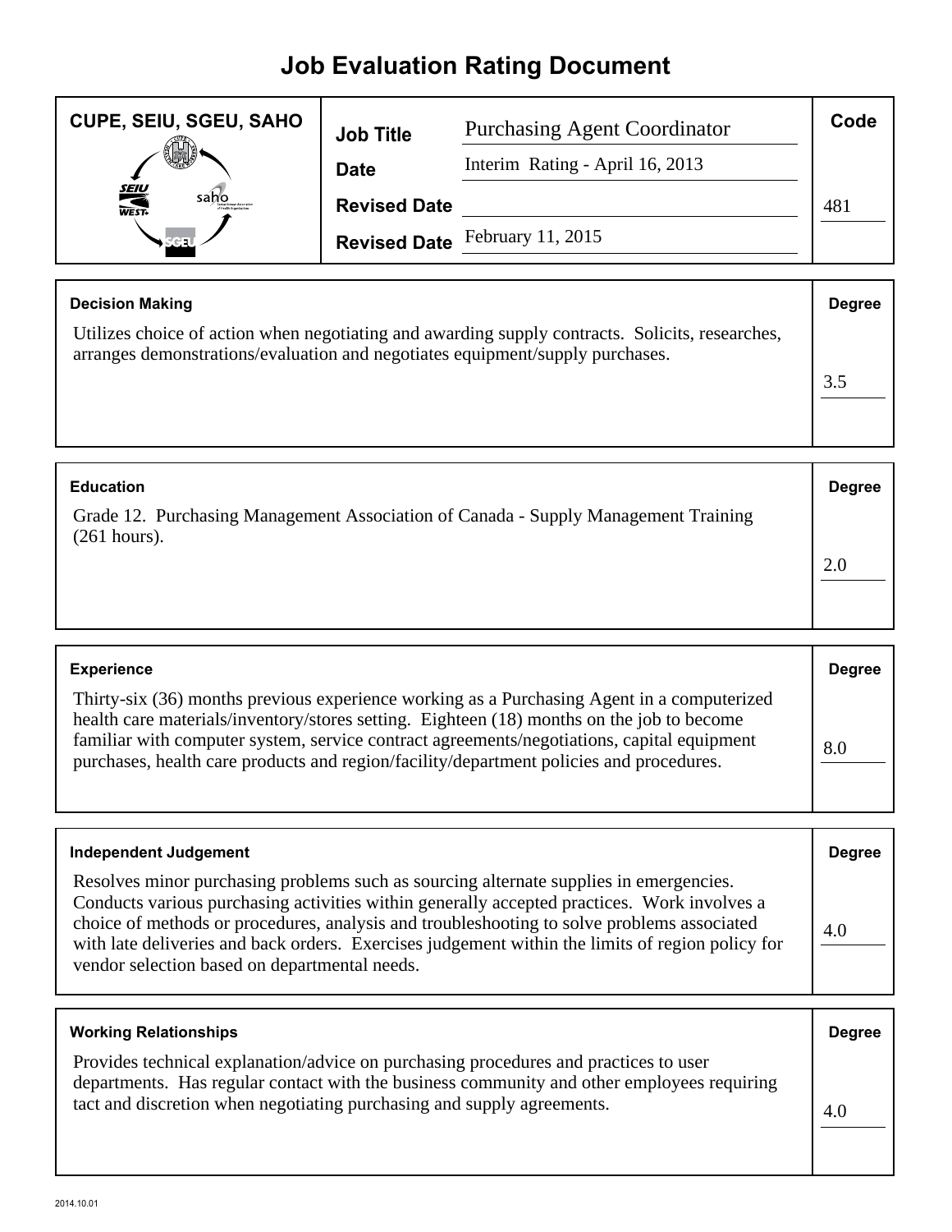# Job Evaluation Rating Document

**CUPE, SEIU, SGEU, SAHO**

| | | |
|---|---|---|
| **Job Title** | Purchasing Agent Coordinator | **Code** |
| **Date** | Interim Rating - April 16, 2013 | |
| **Revised Date** | | 481 |
| **Revised Date** | February 11, 2015 | |

| **Decision Making** | **Degree** |
|---|---|
| Utilizes choice of action when negotiating and awarding supply contracts. Solicits, researches, arranges demonstrations/evaluation and negotiates equipment/supply purchases. | 3.5 |

| **Education** | **Degree** |
|---|---|
| Grade 12. Purchasing Management Association of Canada - Supply Management Training (261 hours). | 2.0 |

| **Experience** | **Degree** |
|---|---|
| Thirty-six (36) months previous experience working as a Purchasing Agent in a computerized health care materials/inventory/stores setting. Eighteen (18) months on the job to become familiar with computer system, service contract agreements/negotiations, capital equipment purchases, health care products and region/facility/department policies and procedures. | 8.0 |

| **Independent Judgement** | **Degree** |
|---|---|
| Resolves minor purchasing problems such as sourcing alternate supplies in emergencies. Conducts various purchasing activities within generally accepted practices. Work involves a choice of methods or procedures, analysis and troubleshooting to solve problems associated with late deliveries and back orders. Exercises judgement within the limits of region policy for vendor selection based on departmental needs. | 4.0 |

| **Working Relationships** | **Degree** |
|---|---|
| Provides technical explanation/advice on purchasing procedures and practices to user departments. Has regular contact with the business community and other employees requiring tact and discretion when negotiating purchasing and supply agreements. | 4.0 |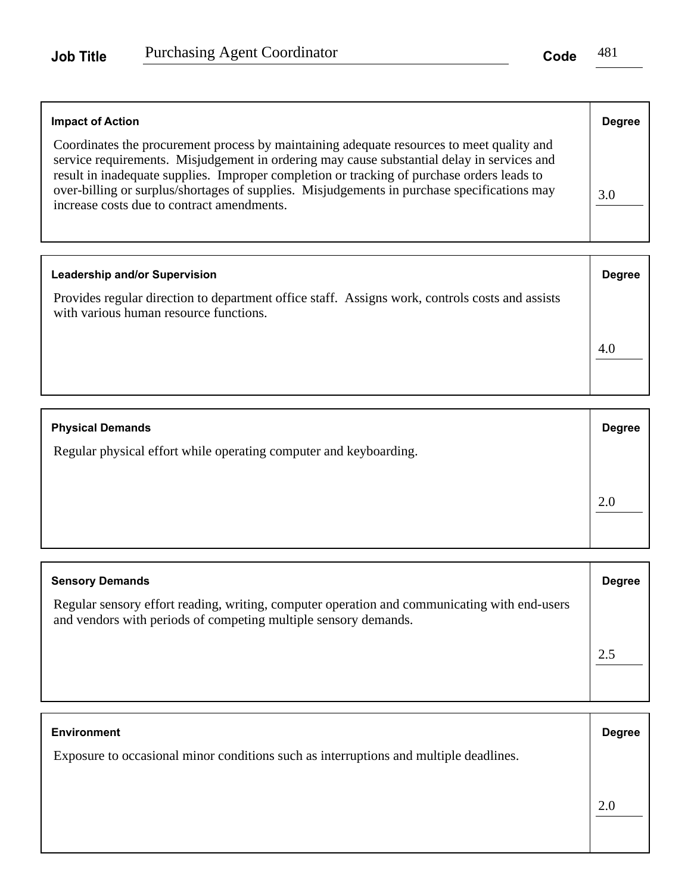**Job Title** Purchasing Agent Coordinator **Code** 481

| **Impact of Action** | **Degree** |
| --- | --- |
| Coordinates the procurement process by maintaining adequate resources to meet quality and service requirements. Misjudgement in ordering may cause substantial delay in services and result in inadequate supplies. Improper completion or tracking of purchase orders leads to over-billing or surplus/shortages of supplies. Misjudgements in purchase specifications may increase costs due to contract amendments. | 3.0 |

| **Leadership and/or Supervision** | **Degree** |
| --- | --- |
| Provides regular direction to department office staff. Assigns work, controls costs and assists with various human resource functions. | 4.0 |

| **Physical Demands** | **Degree** |
| --- | --- |
| Regular physical effort while operating computer and keyboarding. | 2.0 |

| **Sensory Demands** | **Degree** |
| --- | --- |
| Regular sensory effort reading, writing, computer operation and communicating with end-users and vendors with periods of competing multiple sensory demands. | 2.5 |

| **Environment** | **Degree** |
| --- | --- |
| Exposure to occasional minor conditions such as interruptions and multiple deadlines. | 2.0 |